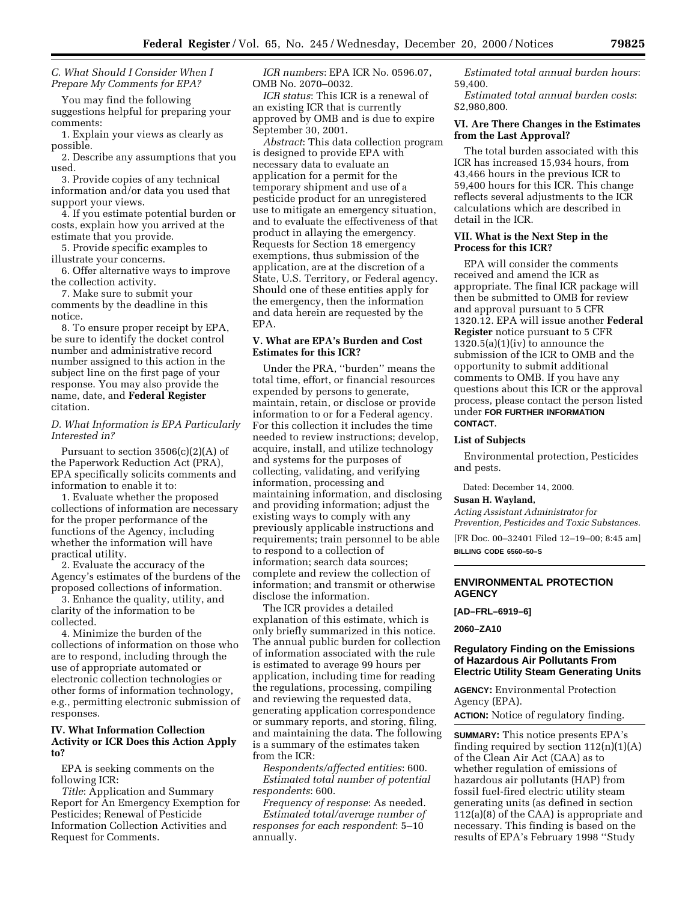### C. What Should I Consider When I Prepare My Comments for EPA?

You may find the following suggestions helpful for preparing your comments:

1. Explain your views as clearly as possible.
2. Describe any assumptions that you used.
3. Provide copies of any technical information and/or data you used that support your views.
4. If you estimate potential burden or costs, explain how you arrived at the estimate that you provide.
5. Provide specific examples to illustrate your concerns.
6. Offer alternative ways to improve the collection activity.
7. Make sure to submit your comments by the deadline in this notice.
8. To ensure proper receipt by EPA, be sure to identify the docket control number and administrative record number assigned to this action in the subject line on the first page of your response. You may also provide the name, date, and **Federal Register** citation.

### D. What Information is EPA Particularly Interested in?

Pursuant to section 3506(c)(2)(A) of the Paperwork Reduction Act (PRA), EPA specifically solicits comments and information to enable it to:

1. Evaluate whether the proposed collections of information are necessary for the proper performance of the functions of the Agency, including whether the information will have practical utility.
2. Evaluate the accuracy of the Agency's estimates of the burdens of the proposed collections of information.
3. Enhance the quality, utility, and clarity of the information to be collected.
4. Minimize the burden of the collections of information on those who are to respond, including through the use of appropriate automated or electronic collection technologies or other forms of information technology, e.g., permitting electronic submission of responses.

## IV. What Information Collection Activity or ICR Does this Action Apply to?

EPA is seeking comments on the following ICR:

*Title*: Application and Summary Report for An Emergency Exemption for Pesticides; Renewal of Pesticide Information Collection Activities and Request for Comments.

*ICR numbers*: EPA ICR No. 0596.07, OMB No. 2070–0032.

*ICR status*: This ICR is a renewal of an existing ICR that is currently approved by OMB and is due to expire September 30, 2001.

*Abstract*: This data collection program is designed to provide EPA with necessary data to evaluate an application for a permit for the temporary shipment and use of a pesticide product for an unregistered use to mitigate an emergency situation, and to evaluate the effectiveness of that product in allaying the emergency. Requests for Section 18 emergency exemptions, thus submission of the application, are at the discretion of a State, U.S. Territory, or Federal agency. Should one of these entities apply for the emergency, then the information and data herein are requested by the EPA.

## V. What are EPA's Burden and Cost Estimates for this ICR?

Under the PRA, ''burden'' means the total time, effort, or financial resources expended by persons to generate, maintain, retain, or disclose or provide information to or for a Federal agency. For this collection it includes the time needed to review instructions; develop, acquire, install, and utilize technology and systems for the purposes of collecting, validating, and verifying information, processing and maintaining information, and disclosing and providing information; adjust the existing ways to comply with any previously applicable instructions and requirements; train personnel to be able to respond to a collection of information; search data sources; complete and review the collection of information; and transmit or otherwise disclose the information.

The ICR provides a detailed explanation of this estimate, which is only briefly summarized in this notice. The annual public burden for collection of information associated with the rule is estimated to average 99 hours per application, including time for reading the regulations, processing, compiling and reviewing the requested data, generating application correspondence or summary reports, and storing, filing, and maintaining the data. The following is a summary of the estimates taken from the ICR:

*Respondents/affected entities*: 600.

*Estimated total number of potential respondents*: 600.

*Frequency of response*: As needed.

*Estimated total/average number of responses for each respondent*: 5–10 annually.

*Estimated total annual burden hours*: 59,400.

*Estimated total annual burden costs*: $2,980,800.

## VI. Are There Changes in the Estimates from the Last Approval?

The total burden associated with this ICR has increased 15,934 hours, from 43,466 hours in the previous ICR to 59,400 hours for this ICR. This change reflects several adjustments to the ICR calculations which are described in detail in the ICR.

## VII. What is the Next Step in the Process for this ICR?

EPA will consider the comments received and amend the ICR as appropriate. The final ICR package will then be submitted to OMB for review and approval pursuant to 5 CFR 1320.12. EPA will issue another **Federal Register** notice pursuant to 5 CFR 1320.5(a)(1)(iv) to announce the submission of the ICR to OMB and the opportunity to submit additional comments to OMB. If you have any questions about this ICR or the approval process, please contact the person listed under **FOR FURTHER INFORMATION CONTACT**.

### List of Subjects

Environmental protection, Pesticides and pests.

Dated: December 14, 2000.

**Susan H. Wayland,**

*Acting Assistant Administrator for Prevention, Pesticides and Toxic Substances.*

[FR Doc. 00–32401 Filed 12–19–00; 8:45 am]

**BILLING CODE 6560–50–S**

---

# ENVIRONMENTAL PROTECTION AGENCY

**[AD–FRL–6919–6]**

**2060–ZA10**

## Regulatory Finding on the Emissions of Hazardous Air Pollutants From Electric Utility Steam Generating Units

**AGENCY:** Environmental Protection Agency (EPA).

**ACTION:** Notice of regulatory finding.

**SUMMARY:** This notice presents EPA's finding required by section 112(n)(1)(A) of the Clean Air Act (CAA) as to whether regulation of emissions of hazardous air pollutants (HAP) from fossil fuel-fired electric utility steam generating units (as defined in section 112(a)(8) of the CAA) is appropriate and necessary. This finding is based on the results of EPA's February 1998 ''Study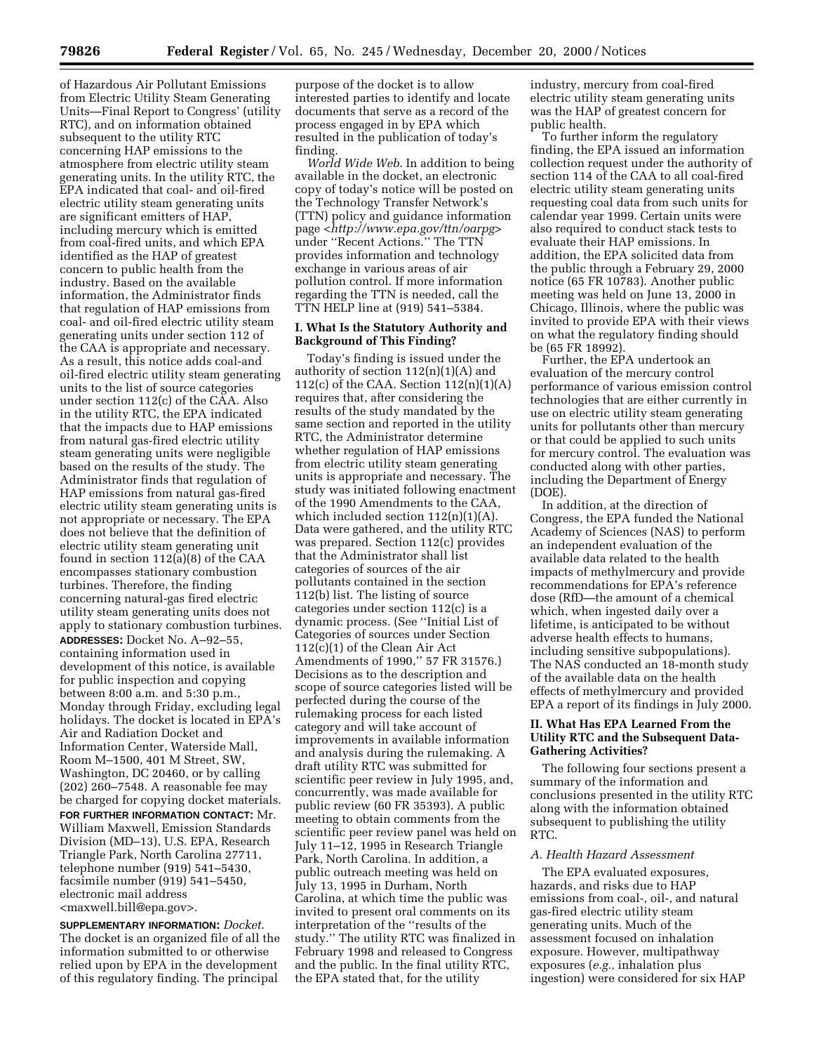of Hazardous Air Pollutant Emissions from Electric Utility Steam Generating Units—Final Report to Congress' (utility RTC), and on information obtained subsequent to the utility RTC concerning HAP emissions to the atmosphere from electric utility steam generating units. In the utility RTC, the EPA indicated that coal- and oil-fired electric utility steam generating units are significant emitters of HAP, including mercury which is emitted from coal-fired units, and which EPA identified as the HAP of greatest concern to public health from the industry. Based on the available information, the Administrator finds that regulation of HAP emissions from coal- and oil-fired electric utility steam generating units under section 112 of the CAA is appropriate and necessary. As a result, this notice adds coal-and oil-fired electric utility steam generating units to the list of source categories under section 112(c) of the CAA. Also in the utility RTC, the EPA indicated that the impacts due to HAP emissions from natural gas-fired electric utility steam generating units were negligible based on the results of the study. The Administrator finds that regulation of HAP emissions from natural gas-fired electric utility steam generating units is not appropriate or necessary. The EPA does not believe that the definition of electric utility steam generating unit found in section 112(a)(8) of the CAA encompasses stationary combustion turbines. Therefore, the finding concerning natural-gas fired electric utility steam generating units does not apply to stationary combustion turbines.

**ADDRESSES:** Docket No. A–92–55, containing information used in development of this notice, is available for public inspection and copying between 8:00 a.m. and 5:30 p.m., Monday through Friday, excluding legal holidays. The docket is located in EPA's Air and Radiation Docket and Information Center, Waterside Mall, Room M–1500, 401 M Street, SW, Washington, DC 20460, or by calling (202) 260–7548. A reasonable fee may be charged for copying docket materials.

**FOR FURTHER INFORMATION CONTACT:** Mr. William Maxwell, Emission Standards Division (MD–13), U.S. EPA, Research Triangle Park, North Carolina 27711, telephone number (919) 541–5430, facsimile number (919) 541–5450, electronic mail address <maxwell.bill@epa.gov>.

**SUPPLEMENTARY INFORMATION:** *Docket.* The docket is an organized file of all the information submitted to or otherwise relied upon by EPA in the development of this regulatory finding. The principal purpose of the docket is to allow interested parties to identify and locate documents that serve as a record of the process engaged in by EPA which resulted in the publication of today's finding.

*World Wide Web.* In addition to being available in the docket, an electronic copy of today's notice will be posted on the Technology Transfer Network's (TTN) policy and guidance information page <*http://www.epa.gov/ttn/oarpg*> under ''Recent Actions.'' The TTN provides information and technology exchange in various areas of air pollution control. If more information regarding the TTN is needed, call the TTN HELP line at (919) 541–5384.

## I. What Is the Statutory Authority and Background of This Finding?

Today's finding is issued under the authority of section 112(n)(1)(A) and 112(c) of the CAA. Section 112(n)(1)(A) requires that, after considering the results of the study mandated by the same section and reported in the utility RTC, the Administrator determine whether regulation of HAP emissions from electric utility steam generating units is appropriate and necessary. The study was initiated following enactment of the 1990 Amendments to the CAA, which included section 112(n)(1)(A). Data were gathered, and the utility RTC was prepared. Section 112(c) provides that the Administrator shall list categories of sources of the air pollutants contained in the section 112(b) list. The listing of source categories under section 112(c) is a dynamic process. (See ''Initial List of Categories of sources under Section 112(c)(1) of the Clean Air Act Amendments of 1990,'' 57 FR 31576.) Decisions as to the description and scope of source categories listed will be perfected during the course of the rulemaking process for each listed category and will take account of improvements in available information and analysis during the rulemaking. A draft utility RTC was submitted for scientific peer review in July 1995, and, concurrently, was made available for public review (60 FR 35393). A public meeting to obtain comments from the scientific peer review panel was held on July 11–12, 1995 in Research Triangle Park, North Carolina. In addition, a public outreach meeting was held on July 13, 1995 in Durham, North Carolina, at which time the public was invited to present oral comments on its interpretation of the ''results of the study.'' The utility RTC was finalized in February 1998 and released to Congress and the public. In the final utility RTC, the EPA stated that, for the utility industry, mercury from coal-fired electric utility steam generating units was the HAP of greatest concern for public health.

To further inform the regulatory finding, the EPA issued an information collection request under the authority of section 114 of the CAA to all coal-fired electric utility steam generating units requesting coal data from such units for calendar year 1999. Certain units were also required to conduct stack tests to evaluate their HAP emissions. In addition, the EPA solicited data from the public through a February 29, 2000 notice (65 FR 10783). Another public meeting was held on June 13, 2000 in Chicago, Illinois, where the public was invited to provide EPA with their views on what the regulatory finding should be (65 FR 18992).

Further, the EPA undertook an evaluation of the mercury control performance of various emission control technologies that are either currently in use on electric utility steam generating units for pollutants other than mercury or that could be applied to such units for mercury control. The evaluation was conducted along with other parties, including the Department of Energy (DOE).

In addition, at the direction of Congress, the EPA funded the National Academy of Sciences (NAS) to perform an independent evaluation of the available data related to the health impacts of methylmercury and provide recommendations for EPA's reference dose (RfD—the amount of a chemical which, when ingested daily over a lifetime, is anticipated to be without adverse health effects to humans, including sensitive subpopulations). The NAS conducted an 18-month study of the available data on the health effects of methylmercury and provided EPA a report of its findings in July 2000.

## II. What Has EPA Learned From the Utility RTC and the Subsequent Data-Gathering Activities?

The following four sections present a summary of the information and conclusions presented in the utility RTC along with the information obtained subsequent to publishing the utility RTC.

### A. Health Hazard Assessment

The EPA evaluated exposures, hazards, and risks due to HAP emissions from coal-, oil-, and natural gas-fired electric utility steam generating units. Much of the assessment focused on inhalation exposure. However, multipathway exposures (*e.g.,* inhalation plus ingestion) were considered for six HAP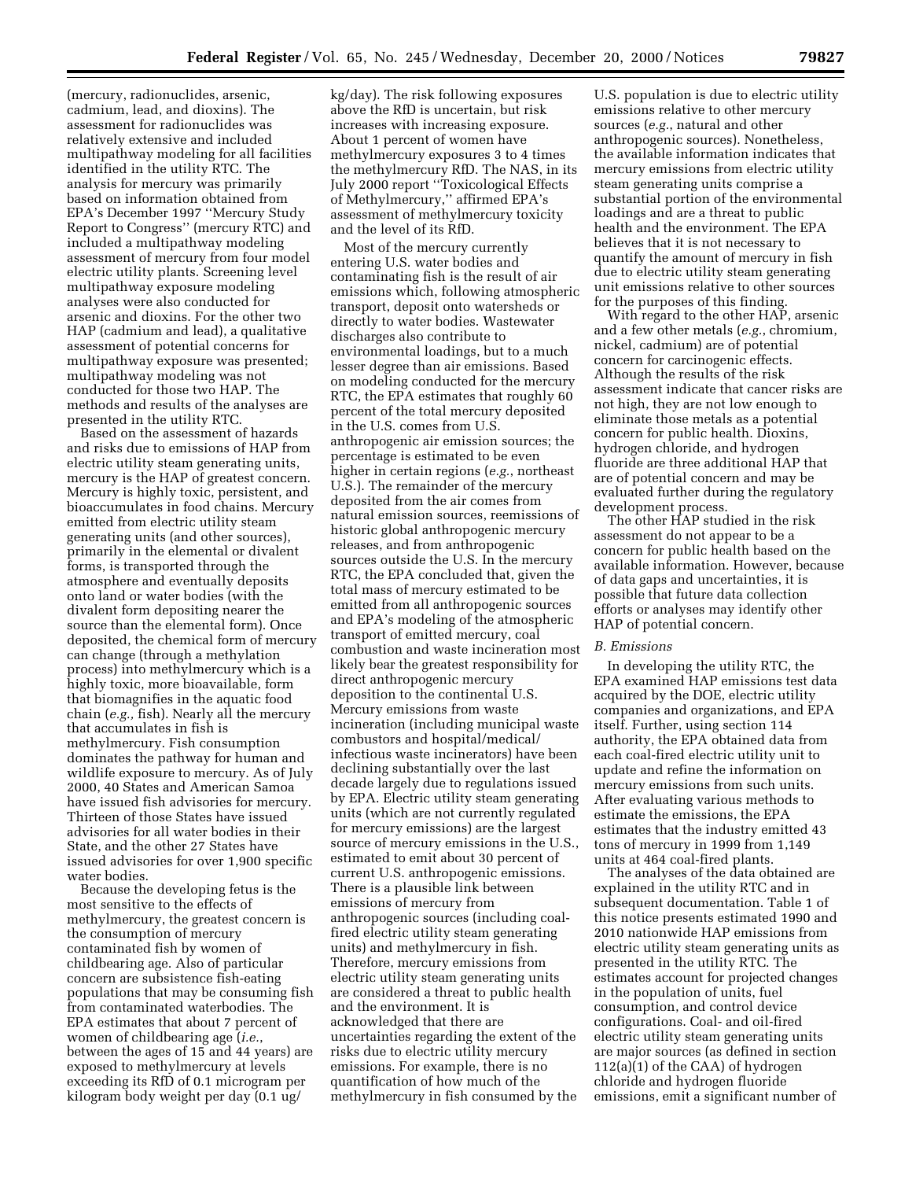(mercury, radionuclides, arsenic, cadmium, lead, and dioxins). The assessment for radionuclides was relatively extensive and included multipathway modeling for all facilities identified in the utility RTC. The analysis for mercury was primarily based on information obtained from EPA's December 1997 ''Mercury Study Report to Congress'' (mercury RTC) and included a multipathway modeling assessment of mercury from four model electric utility plants. Screening level multipathway exposure modeling analyses were also conducted for arsenic and dioxins. For the other two HAP (cadmium and lead), a qualitative assessment of potential concerns for multipathway exposure was presented; multipathway modeling was not conducted for those two HAP. The methods and results of the analyses are presented in the utility RTC.

Based on the assessment of hazards and risks due to emissions of HAP from electric utility steam generating units, mercury is the HAP of greatest concern. Mercury is highly toxic, persistent, and bioaccumulates in food chains. Mercury emitted from electric utility steam generating units (and other sources), primarily in the elemental or divalent forms, is transported through the atmosphere and eventually deposits onto land or water bodies (with the divalent form depositing nearer the source than the elemental form). Once deposited, the chemical form of mercury can change (through a methylation process) into methylmercury which is a highly toxic, more bioavailable, form that biomagnifies in the aquatic food chain (*e.g.,* fish). Nearly all the mercury that accumulates in fish is methylmercury. Fish consumption dominates the pathway for human and wildlife exposure to mercury. As of July 2000, 40 States and American Samoa have issued fish advisories for mercury. Thirteen of those States have issued advisories for all water bodies in their State, and the other 27 States have issued advisories for over 1,900 specific water bodies.

Because the developing fetus is the most sensitive to the effects of methylmercury, the greatest concern is the consumption of mercury contaminated fish by women of childbearing age. Also of particular concern are subsistence fish-eating populations that may be consuming fish from contaminated waterbodies. The EPA estimates that about 7 percent of women of childbearing age (*i.e.*, between the ages of 15 and 44 years) are exposed to methylmercury at levels exceeding its RfD of 0.1 microgram per kilogram body weight per day (0.1 ug/kg/day). The risk following exposures above the RfD is uncertain, but risk increases with increasing exposure. About 1 percent of women have methylmercury exposures 3 to 4 times the methylmercury RfD. The NAS, in its July 2000 report ''Toxicological Effects of Methylmercury,'' affirmed EPA's assessment of methylmercury toxicity and the level of its RfD.

Most of the mercury currently entering U.S. water bodies and contaminating fish is the result of air emissions which, following atmospheric transport, deposit onto watersheds or directly to water bodies. Wastewater discharges also contribute to environmental loadings, but to a much lesser degree than air emissions. Based on modeling conducted for the mercury RTC, the EPA estimates that roughly 60 percent of the total mercury deposited in the U.S. comes from U.S. anthropogenic air emission sources; the percentage is estimated to be even higher in certain regions (*e.g.*, northeast U.S.). The remainder of the mercury deposited from the air comes from natural emission sources, reemissions of historic global anthropogenic mercury releases, and from anthropogenic sources outside the U.S. In the mercury RTC, the EPA concluded that, given the total mass of mercury estimated to be emitted from all anthropogenic sources and EPA's modeling of the atmospheric transport of emitted mercury, coal combustion and waste incineration most likely bear the greatest responsibility for direct anthropogenic mercury deposition to the continental U.S. Mercury emissions from waste incineration (including municipal waste combustors and hospital/medical/infectious waste incinerators) have been declining substantially over the last decade largely due to regulations issued by EPA. Electric utility steam generating units (which are not currently regulated for mercury emissions) are the largest source of mercury emissions in the U.S., estimated to emit about 30 percent of current U.S. anthropogenic emissions. There is a plausible link between emissions of mercury from anthropogenic sources (including coal-fired electric utility steam generating units) and methylmercury in fish. Therefore, mercury emissions from electric utility steam generating units are considered a threat to public health and the environment. It is acknowledged that there are uncertainties regarding the extent of the risks due to electric utility mercury emissions. For example, there is no quantification of how much of the methylmercury in fish consumed by the U.S. population is due to electric utility emissions relative to other mercury sources (*e.g.*, natural and other anthropogenic sources). Nonetheless, the available information indicates that mercury emissions from electric utility steam generating units comprise a substantial portion of the environmental loadings and are a threat to public health and the environment. The EPA believes that it is not necessary to quantify the amount of mercury in fish due to electric utility steam generating unit emissions relative to other sources for the purposes of this finding.

With regard to the other HAP, arsenic and a few other metals (*e.g.*, chromium, nickel, cadmium) are of potential concern for carcinogenic effects. Although the results of the risk assessment indicate that cancer risks are not high, they are not low enough to eliminate those metals as a potential concern for public health. Dioxins, hydrogen chloride, and hydrogen fluoride are three additional HAP that are of potential concern and may be evaluated further during the regulatory development process.

The other HAP studied in the risk assessment do not appear to be a concern for public health based on the available information. However, because of data gaps and uncertainties, it is possible that future data collection efforts or analyses may identify other HAP of potential concern.

### *B. Emissions*

In developing the utility RTC, the EPA examined HAP emissions test data acquired by the DOE, electric utility companies and organizations, and EPA itself. Further, using section 114 authority, the EPA obtained data from each coal-fired electric utility unit to update and refine the information on mercury emissions from such units. After evaluating various methods to estimate the emissions, the EPA estimates that the industry emitted 43 tons of mercury in 1999 from 1,149 units at 464 coal-fired plants.

The analyses of the data obtained are explained in the utility RTC and in subsequent documentation. Table 1 of this notice presents estimated 1990 and 2010 nationwide HAP emissions from electric utility steam generating units as presented in the utility RTC. The estimates account for projected changes in the population of units, fuel consumption, and control device configurations. Coal- and oil-fired electric utility steam generating units are major sources (as defined in section 112(a)(1) of the CAA) of hydrogen chloride and hydrogen fluoride emissions, emit a significant number of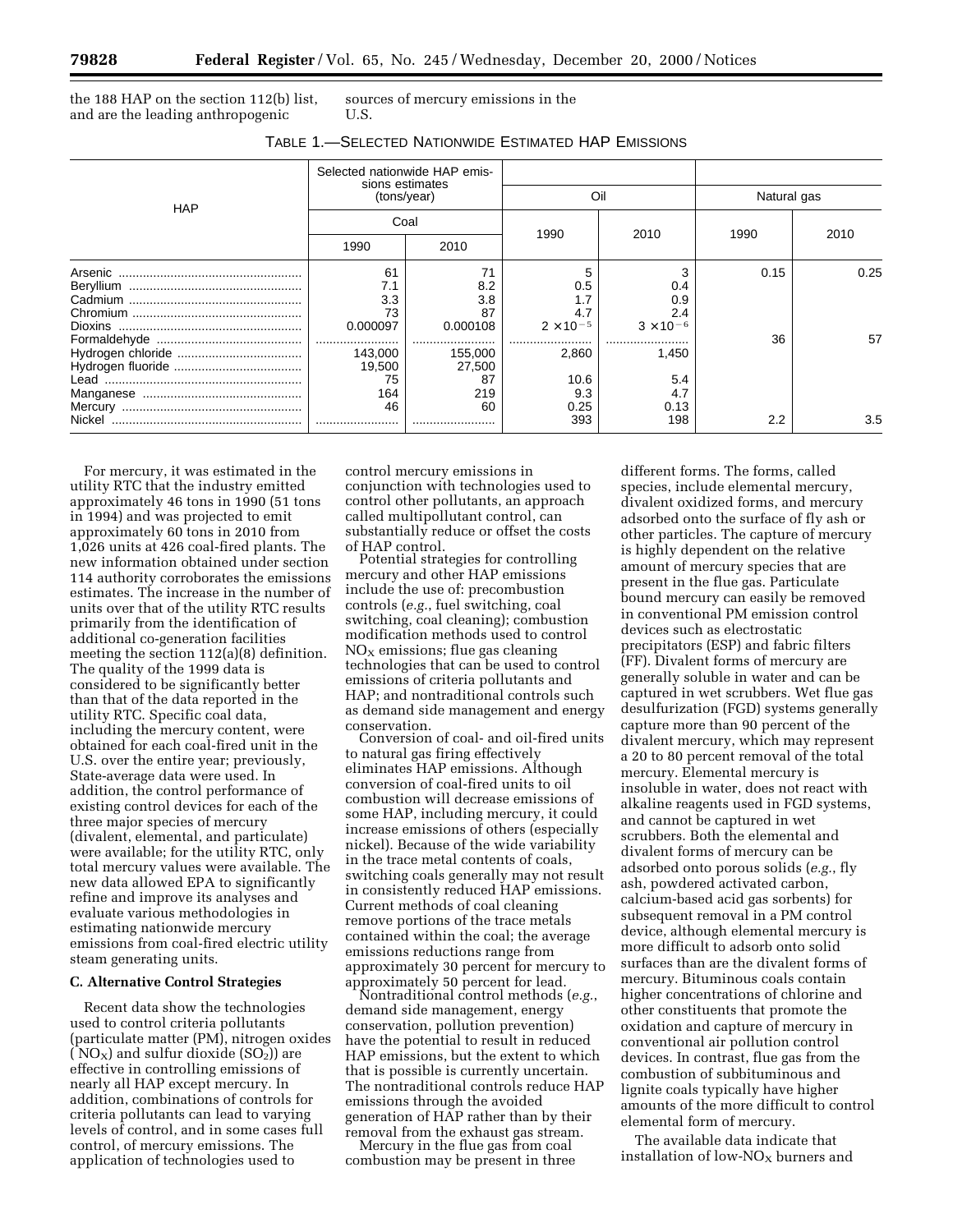the 188 HAP on the section 112(b) list, and are the leading anthropogenic sources of mercury emissions in the U.S.

TABLE 1.—SELECTED NATIONWIDE ESTIMATED HAP EMISSIONS

| HAP | Selected nationwide HAP emissions estimates (tons/year) | | | | | |
|---|---|---|---|---|---|---|
| | Coal | | Oil | | Natural gas | |
| | 1990 | 2010 | 1990 | 2010 | 1990 | 2010 |
| Arsenic | 61 | 71 | 5 | 3 | 0.15 | 0.25 |
| Beryllium | 7.1 | 8.2 | 0.5 | 0.4 | | |
| Cadmium | 3.3 | 3.8 | 1.7 | 0.9 | | |
| Chromium | 73 | 87 | 4.7 | 2.4 | | |
| Dioxins | 0.000097 | 0.000108 | $2 \times 10^{-5}$ | $3 \times 10^{-6}$ | | |
| Formaldehyde | ........................ | ........................ | ........................ | ........................ | 36 | 57 |
| Hydrogen chloride | 143,000 | 155,000 | 2,860 | 1,450 | | |
| Hydrogen fluoride | 19,500 | 27,500 | | | | |
| Lead | 75 | 87 | 10.6 | 5.4 | | |
| Manganese | 164 | 219 | 9.3 | 4.7 | | |
| Mercury | 46 | 60 | 0.25 | 0.13 | | |
| Nickel | ........................ | ........................ | 393 | 198 | 2.2 | 3.5 |

For mercury, it was estimated in the utility RTC that the industry emitted approximately 46 tons in 1990 (51 tons in 1994) and was projected to emit approximately 60 tons in 2010 from 1,026 units at 426 coal-fired plants. The new information obtained under section 114 authority corroborates the emissions estimates. The increase in the number of units over that of the utility RTC results primarily from the identification of additional co-generation facilities meeting the section 112(a)(8) definition. The quality of the 1999 data is considered to be significantly better than that of the data reported in the utility RTC. Specific coal data, including the mercury content, were obtained for each coal-fired unit in the U.S. over the entire year; previously, State-average data were used. In addition, the control performance of existing control devices for each of the three major species of mercury (divalent, elemental, and particulate) were available; for the utility RTC, only total mercury values were available. The new data allowed EPA to significantly refine and improve its analyses and evaluate various methodologies in estimating nationwide mercury emissions from coal-fired electric utility steam generating units.

**C. Alternative Control Strategies**

Recent data show the technologies used to control criteria pollutants (particulate matter (PM), nitrogen oxides ($NO_X$) and sulfur dioxide ($SO_2$)) are effective in controlling emissions of nearly all HAP except mercury. In addition, combinations of controls for criteria pollutants can lead to varying levels of control, and in some cases full control, of mercury emissions. The application of technologies used to control mercury emissions in conjunction with technologies used to control other pollutants, an approach called multipollutant control, can substantially reduce or offset the costs of HAP control.

Potential strategies for controlling mercury and other HAP emissions include the use of: precombustion controls (*e.g.*, fuel switching, coal switching, coal cleaning); combustion modification methods used to control $NO_X$ emissions; flue gas cleaning technologies that can be used to control emissions of criteria pollutants and HAP; and nontraditional controls such as demand side management and energy conservation.

Conversion of coal- and oil-fired units to natural gas firing effectively eliminates HAP emissions. Although conversion of coal-fired units to oil combustion will decrease emissions of some HAP, including mercury, it could increase emissions of others (especially nickel). Because of the wide variability in the trace metal contents of coals, switching coals generally may not result in consistently reduced HAP emissions. Current methods of coal cleaning remove portions of the trace metals contained within the coal; the average emissions reductions range from approximately 30 percent for mercury to approximately 50 percent for lead.

Nontraditional control methods (*e.g.*, demand side management, energy conservation, pollution prevention) have the potential to result in reduced HAP emissions, but the extent to which that is possible is currently uncertain. The nontraditional controls reduce HAP emissions through the avoided generation of HAP rather than by their removal from the exhaust gas stream.

Mercury in the flue gas from coal combustion may be present in three different forms. The forms, called species, include elemental mercury, divalent oxidized forms, and mercury adsorbed onto the surface of fly ash or other particles. The capture of mercury is highly dependent on the relative amount of mercury species that are present in the flue gas. Particulate bound mercury can easily be removed in conventional PM emission control devices such as electrostatic precipitators (ESP) and fabric filters (FF). Divalent forms of mercury are generally soluble in water and can be captured in wet scrubbers. Wet flue gas desulfurization (FGD) systems generally capture more than 90 percent of the divalent mercury, which may represent a 20 to 80 percent removal of the total mercury. Elemental mercury is insoluble in water, does not react with alkaline reagents used in FGD systems, and cannot be captured in wet scrubbers. Both the elemental and divalent forms of mercury can be adsorbed onto porous solids (*e.g.*, fly ash, powdered activated carbon, calcium-based acid gas sorbents) for subsequent removal in a PM control device, although elemental mercury is more difficult to adsorb onto solid surfaces than are the divalent forms of mercury. Bituminous coals contain higher concentrations of chlorine and other constituents that promote the oxidation and capture of mercury in conventional air pollution control devices. In contrast, flue gas from the combustion of subbituminous and lignite coals typically have higher amounts of the more difficult to control elemental form of mercury.

The available data indicate that installation of low-$NO_X$ burners and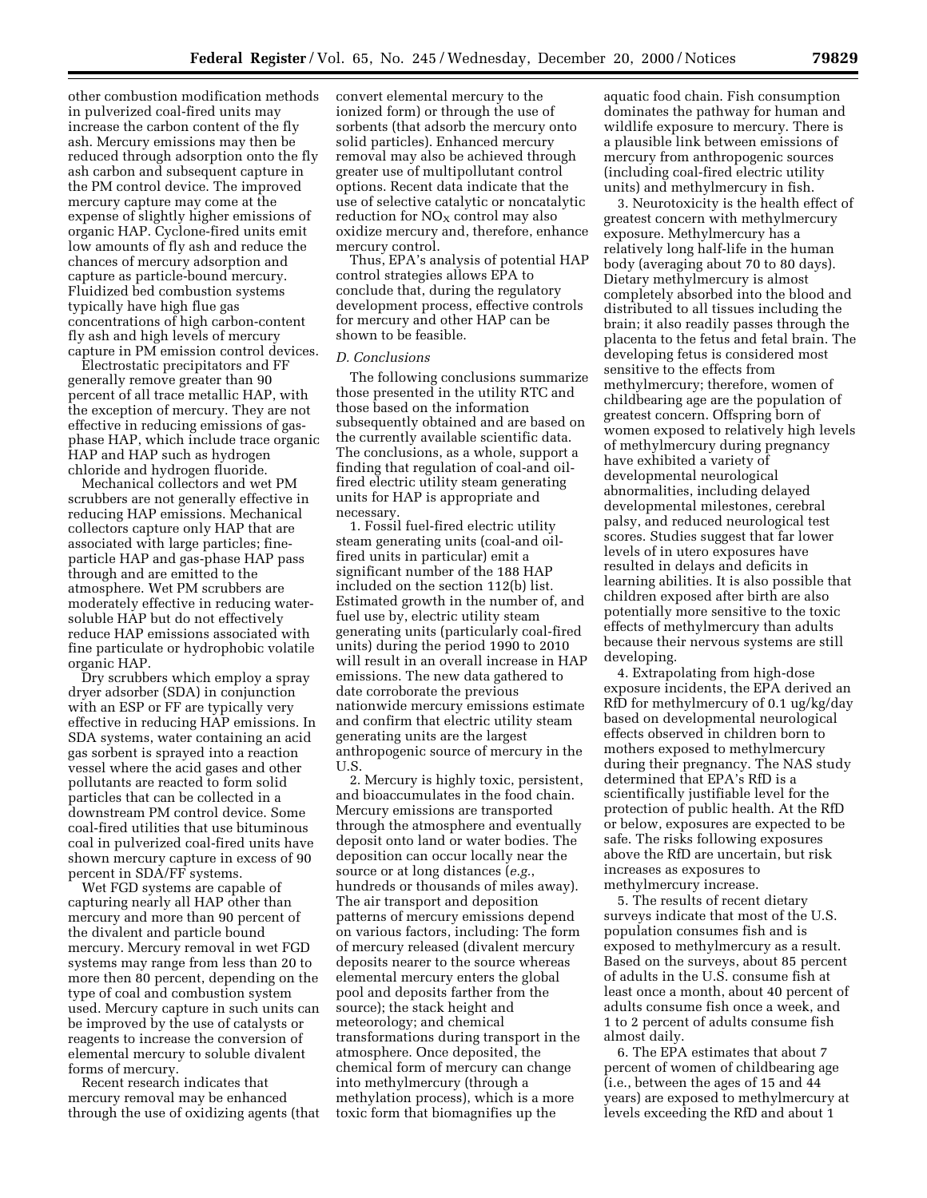other combustion modification methods in pulverized coal-fired units may increase the carbon content of the fly ash. Mercury emissions may then be reduced through adsorption onto the fly ash carbon and subsequent capture in the PM control device. The improved mercury capture may come at the expense of slightly higher emissions of organic HAP. Cyclone-fired units emit low amounts of fly ash and reduce the chances of mercury adsorption and capture as particle-bound mercury. Fluidized bed combustion systems typically have high flue gas concentrations of high carbon-content fly ash and high levels of mercury capture in PM emission control devices.

Electrostatic precipitators and FF generally remove greater than 90 percent of all trace metallic HAP, with the exception of mercury. They are not effective in reducing emissions of gas-phase HAP, which include trace organic HAP and HAP such as hydrogen chloride and hydrogen fluoride.

Mechanical collectors and wet PM scrubbers are not generally effective in reducing HAP emissions. Mechanical collectors capture only HAP that are associated with large particles; fine-particle HAP and gas-phase HAP pass through and are emitted to the atmosphere. Wet PM scrubbers are moderately effective in reducing water-soluble HAP but do not effectively reduce HAP emissions associated with fine particulate or hydrophobic volatile organic HAP.

Dry scrubbers which employ a spray dryer adsorber (SDA) in conjunction with an ESP or FF are typically very effective in reducing HAP emissions. In SDA systems, water containing an acid gas sorbent is sprayed into a reaction vessel where the acid gases and other pollutants are reacted to form solid particles that can be collected in a downstream PM control device. Some coal-fired utilities that use bituminous coal in pulverized coal-fired units have shown mercury capture in excess of 90 percent in SDA/FF systems.

Wet FGD systems are capable of capturing nearly all HAP other than mercury and more than 90 percent of the divalent and particle bound mercury. Mercury removal in wet FGD systems may range from less than 20 to more then 80 percent, depending on the type of coal and combustion system used. Mercury capture in such units can be improved by the use of catalysts or reagents to increase the conversion of elemental mercury to soluble divalent forms of mercury.

Recent research indicates that mercury removal may be enhanced through the use of oxidizing agents (that convert elemental mercury to the ionized form) or through the use of sorbents (that adsorb the mercury onto solid particles). Enhanced mercury removal may also be achieved through greater use of multipollutant control options. Recent data indicate that the use of selective catalytic or noncatalytic reduction for $NO_X$ control may also oxidize mercury and, therefore, enhance mercury control.

Thus, EPA's analysis of potential HAP control strategies allows EPA to conclude that, during the regulatory development process, effective controls for mercury and other HAP can be shown to be feasible.

### *D. Conclusions*

The following conclusions summarize those presented in the utility RTC and those based on the information subsequently obtained and are based on the currently available scientific data. The conclusions, as a whole, support a finding that regulation of coal-and oil-fired electric utility steam generating units for HAP is appropriate and necessary.

1. Fossil fuel-fired electric utility steam generating units (coal-and oil-fired units in particular) emit a significant number of the 188 HAP included on the section 112(b) list. Estimated growth in the number of, and fuel use by, electric utility steam generating units (particularly coal-fired units) during the period 1990 to 2010 will result in an overall increase in HAP emissions. The new data gathered to date corroborate the previous nationwide mercury emissions estimate and confirm that electric utility steam generating units are the largest anthropogenic source of mercury in the U.S.

2. Mercury is highly toxic, persistent, and bioaccumulates in the food chain. Mercury emissions are transported through the atmosphere and eventually deposit onto land or water bodies. The deposition can occur locally near the source or at long distances (*e.g.*, hundreds or thousands of miles away). The air transport and deposition patterns of mercury emissions depend on various factors, including: The form of mercury released (divalent mercury deposits nearer to the source whereas elemental mercury enters the global pool and deposits farther from the source); the stack height and meteorology; and chemical transformations during transport in the atmosphere. Once deposited, the chemical form of mercury can change into methylmercury (through a methylation process), which is a more toxic form that biomagnifies up the aquatic food chain. Fish consumption dominates the pathway for human and wildlife exposure to mercury. There is a plausible link between emissions of mercury from anthropogenic sources (including coal-fired electric utility units) and methylmercury in fish.

3. Neurotoxicity is the health effect of greatest concern with methylmercury exposure. Methylmercury has a relatively long half-life in the human body (averaging about 70 to 80 days). Dietary methylmercury is almost completely absorbed into the blood and distributed to all tissues including the brain; it also readily passes through the placenta to the fetus and fetal brain. The developing fetus is considered most sensitive to the effects from methylmercury; therefore, women of childbearing age are the population of greatest concern. Offspring born of women exposed to relatively high levels of methylmercury during pregnancy have exhibited a variety of developmental neurological abnormalities, including delayed developmental milestones, cerebral palsy, and reduced neurological test scores. Studies suggest that far lower levels of in utero exposures have resulted in delays and deficits in learning abilities. It is also possible that children exposed after birth are also potentially more sensitive to the toxic effects of methylmercury than adults because their nervous systems are still developing.

4. Extrapolating from high-dose exposure incidents, the EPA derived an RfD for methylmercury of 0.1 ug/kg/day based on developmental neurological effects observed in children born to mothers exposed to methylmercury during their pregnancy. The NAS study determined that EPA's RfD is a scientifically justifiable level for the protection of public health. At the RfD or below, exposures are expected to be safe. The risks following exposures above the RfD are uncertain, but risk increases as exposures to methylmercury increase.

5. The results of recent dietary surveys indicate that most of the U.S. population consumes fish and is exposed to methylmercury as a result. Based on the surveys, about 85 percent of adults in the U.S. consume fish at least once a month, about 40 percent of adults consume fish once a week, and 1 to 2 percent of adults consume fish almost daily.

6. The EPA estimates that about 7 percent of women of childbearing age (i.e., between the ages of 15 and 44 years) are exposed to methylmercury at levels exceeding the RfD and about 1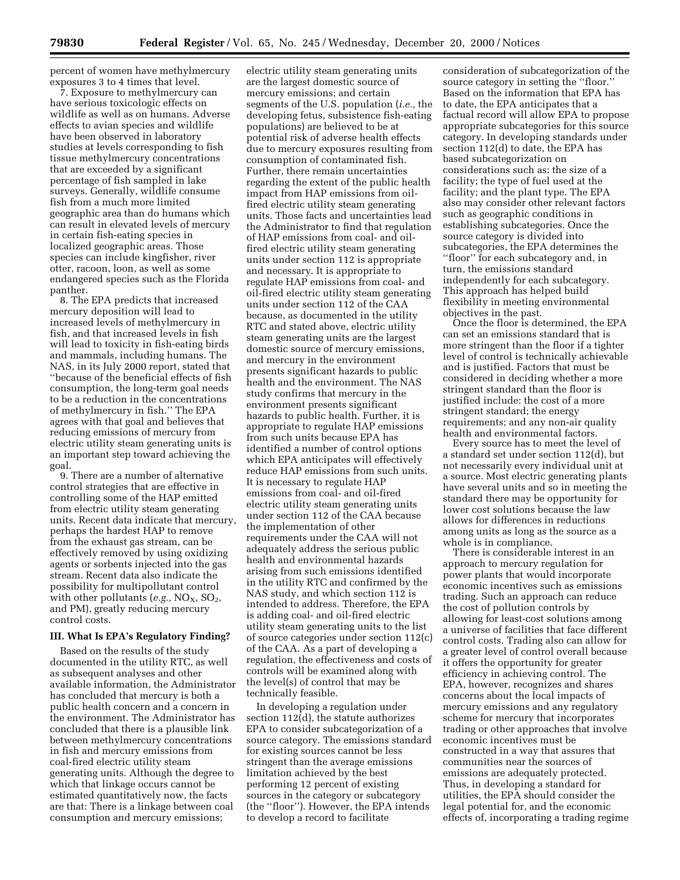percent of women have methylmercury exposures 3 to 4 times that level.

7. Exposure to methylmercury can have serious toxicologic effects on wildlife as well as on humans. Adverse effects to avian species and wildlife have been observed in laboratory studies at levels corresponding to fish tissue methylmercury concentrations that are exceeded by a significant percentage of fish sampled in lake surveys. Generally, wildlife consume fish from a much more limited geographic area than do humans which can result in elevated levels of mercury in certain fish-eating species in localized geographic areas. Those species can include kingfisher, river otter, racoon, loon, as well as some endangered species such as the Florida panther.

8. The EPA predicts that increased mercury deposition will lead to increased levels of methylmercury in fish, and that increased levels in fish will lead to toxicity in fish-eating birds and mammals, including humans. The NAS, in its July 2000 report, stated that "because of the beneficial effects of fish consumption, the long-term goal needs to be a reduction in the concentrations of methylmercury in fish." The EPA agrees with that goal and believes that reducing emissions of mercury from electric utility steam generating units is an important step toward achieving the goal.

9. There are a number of alternative control strategies that are effective in controlling some of the HAP emitted from electric utility steam generating units. Recent data indicate that mercury, perhaps the hardest HAP to remove from the exhaust gas stream, can be effectively removed by using oxidizing agents or sorbents injected into the gas stream. Recent data also indicate the possibility for multipollutant control with other pollutants (*e.g.,* $NO_X$, $SO_2$, and PM), greatly reducing mercury control costs.

## III. What Is EPA's Regulatory Finding?

Based on the results of the study documented in the utility RTC, as well as subsequent analyses and other available information, the Administrator has concluded that mercury is both a public health concern and a concern in the environment. The Administrator has concluded that there is a plausible link between methylmercury concentrations in fish and mercury emissions from coal-fired electric utility steam generating units. Although the degree to which that linkage occurs cannot be estimated quantitatively now, the facts are that: There is a linkage between coal consumption and mercury emissions; electric utility steam generating units are the largest domestic source of mercury emissions; and certain segments of the U.S. population (*i.e.,* the developing fetus, subsistence fish-eating populations) are believed to be at potential risk of adverse health effects due to mercury exposures resulting from consumption of contaminated fish. Further, there remain uncertainties regarding the extent of the public health impact from HAP emissions from oil-fired electric utility steam generating units. Those facts and uncertainties lead the Administrator to find that regulation of HAP emissions from coal- and oil-fired electric utility steam generating units under section 112 is appropriate and necessary. It is appropriate to regulate HAP emissions from coal- and oil-fired electric utility steam generating units under section 112 of the CAA because, as documented in the utility RTC and stated above, electric utility steam generating units are the largest domestic source of mercury emissions, and mercury in the environment presents significant hazards to public health and the environment. The NAS study confirms that mercury in the environment presents significant hazards to public health. Further, it is appropriate to regulate HAP emissions from such units because EPA has identified a number of control options which EPA anticipates will effectively reduce HAP emissions from such units. It is necessary to regulate HAP emissions from coal- and oil-fired electric utility steam generating units under section 112 of the CAA because the implementation of other requirements under the CAA will not adequately address the serious public health and environmental hazards arising from such emissions identified in the utility RTC and confirmed by the NAS study, and which section 112 is intended to address. Therefore, the EPA is adding coal- and oil-fired electric utility steam generating units to the list of source categories under section 112(c) of the CAA. As a part of developing a regulation, the effectiveness and costs of controls will be examined along with the level(s) of control that may be technically feasible.

In developing a regulation under section 112(d), the statute authorizes EPA to consider subcategorization of a source category. The emissions standard for existing sources cannot be less stringent than the average emissions limitation achieved by the best performing 12 percent of existing sources in the category or subcategory (the "floor"). However, the EPA intends to develop a record to facilitate consideration of subcategorization of the source category in setting the "floor." Based on the information that EPA has to date, the EPA anticipates that a factual record will allow EPA to propose appropriate subcategories for this source category. In developing standards under section 112(d) to date, the EPA has based subcategorization on considerations such as: the size of a facility; the type of fuel used at the facility; and the plant type. The EPA also may consider other relevant factors such as geographic conditions in establishing subcategories. Once the source category is divided into subcategories, the EPA determines the "floor" for each subcategory and, in turn, the emissions standard independently for each subcategory. This approach has helped build flexibility in meeting environmental objectives in the past.

Once the floor is determined, the EPA can set an emissions standard that is more stringent than the floor if a tighter level of control is technically achievable and is justified. Factors that must be considered in deciding whether a more stringent standard than the floor is justified include: the cost of a more stringent standard; the energy requirements; and any non-air quality health and environmental factors.

Every source has to meet the level of a standard set under section 112(d), but not necessarily every individual unit at a source. Most electric generating plants have several units and so in meeting the standard there may be opportunity for lower cost solutions because the law allows for differences in reductions among units as long as the source as a whole is in compliance.

There is considerable interest in an approach to mercury regulation for power plants that would incorporate economic incentives such as emissions trading. Such an approach can reduce the cost of pollution controls by allowing for least-cost solutions among a universe of facilities that face different control costs. Trading also can allow for a greater level of control overall because it offers the opportunity for greater efficiency in achieving control. The EPA, however, recognizes and shares concerns about the local impacts of mercury emissions and any regulatory scheme for mercury that incorporates trading or other approaches that involve economic incentives must be constructed in a way that assures that communities near the sources of emissions are adequately protected. Thus, in developing a standard for utilities, the EPA should consider the legal potential for, and the economic effects of, incorporating a trading regime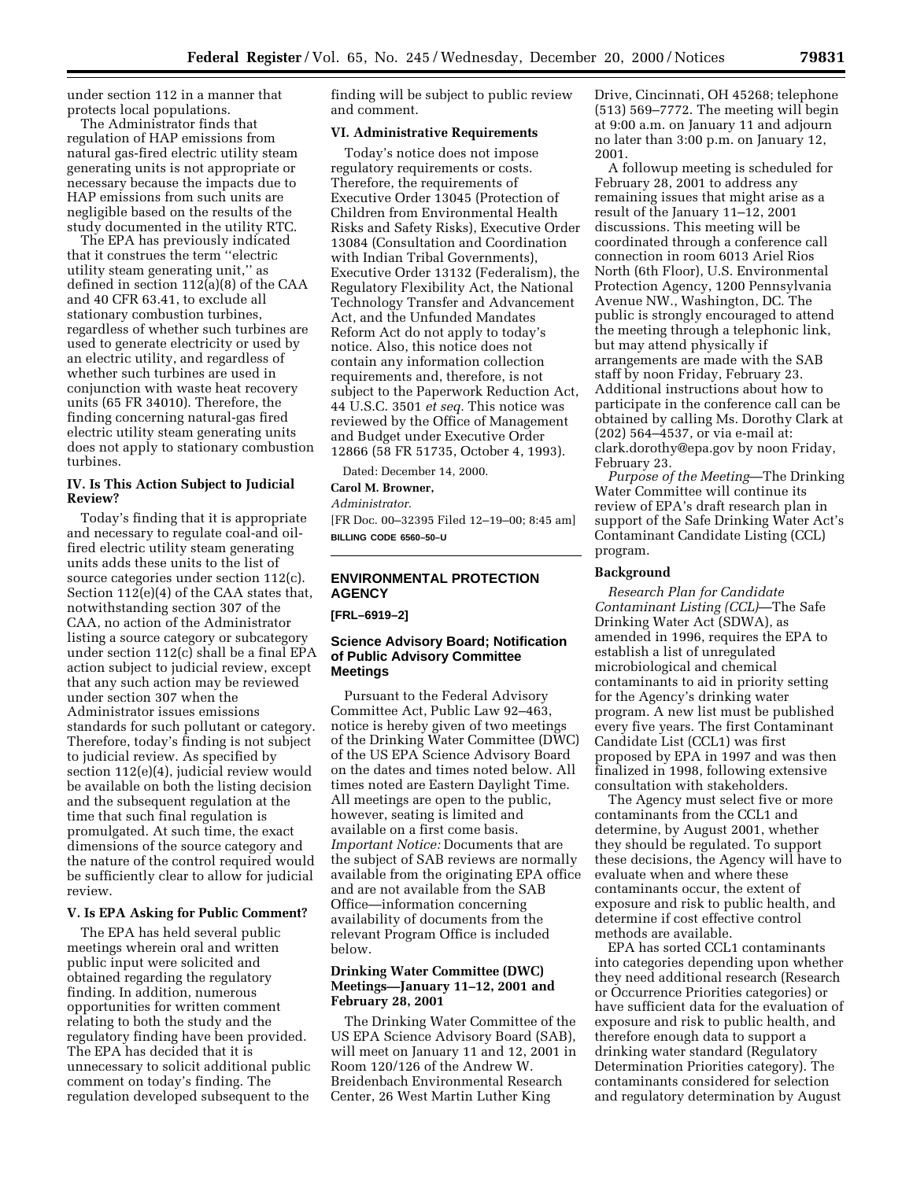under section 112 in a manner that protects local populations.

The Administrator finds that regulation of HAP emissions from natural gas-fired electric utility steam generating units is not appropriate or necessary because the impacts due to HAP emissions from such units are negligible based on the results of the study documented in the utility RTC.

The EPA has previously indicated that it construes the term ''electric utility steam generating unit,'' as defined in section 112(a)(8) of the CAA and 40 CFR 63.41, to exclude all stationary combustion turbines, regardless of whether such turbines are used to generate electricity or used by an electric utility, and regardless of whether such turbines are used in conjunction with waste heat recovery units (65 FR 34010). Therefore, the finding concerning natural-gas fired electric utility steam generating units does not apply to stationary combustion turbines.

### IV. Is This Action Subject to Judicial Review?

Today's finding that it is appropriate and necessary to regulate coal-and oil-fired electric utility steam generating units adds these units to the list of source categories under section 112(c). Section 112(e)(4) of the CAA states that, notwithstanding section 307 of the CAA, no action of the Administrator listing a source category or subcategory under section 112(c) shall be a final EPA action subject to judicial review, except that any such action may be reviewed under section 307 when the Administrator issues emissions standards for such pollutant or category. Therefore, today's finding is not subject to judicial review. As specified by section 112(e)(4), judicial review would be available on both the listing decision and the subsequent regulation at the time that such final regulation is promulgated. At such time, the exact dimensions of the source category and the nature of the control required would be sufficiently clear to allow for judicial review.

### V. Is EPA Asking for Public Comment?

The EPA has held several public meetings wherein oral and written public input were solicited and obtained regarding the regulatory finding. In addition, numerous opportunities for written comment relating to both the study and the regulatory finding have been provided. The EPA has decided that it is unnecessary to solicit additional public comment on today's finding. The regulation developed subsequent to the finding will be subject to public review and comment.

### VI. Administrative Requirements

Today's notice does not impose regulatory requirements or costs. Therefore, the requirements of Executive Order 13045 (Protection of Children from Environmental Health Risks and Safety Risks), Executive Order 13084 (Consultation and Coordination with Indian Tribal Governments), Executive Order 13132 (Federalism), the Regulatory Flexibility Act, the National Technology Transfer and Advancement Act, and the Unfunded Mandates Reform Act do not apply to today's notice. Also, this notice does not contain any information collection requirements and, therefore, is not subject to the Paperwork Reduction Act, 44 U.S.C. 3501 *et seq.* This notice was reviewed by the Office of Management and Budget under Executive Order 12866 (58 FR 51735, October 4, 1993).

Dated: December 14, 2000.

**Carol M. Browner,**

*Administrator.*

[FR Doc. 00–32395 Filed 12–19–00; 8:45 am]

**BILLING CODE 6560–50–U**

---

## ENVIRONMENTAL PROTECTION AGENCY

**[FRL–6919–2]**

## Science Advisory Board; Notification of Public Advisory Committee Meetings

Pursuant to the Federal Advisory Committee Act, Public Law 92–463, notice is hereby given of two meetings of the Drinking Water Committee (DWC) of the US EPA Science Advisory Board on the dates and times noted below. All times noted are Eastern Daylight Time. All meetings are open to the public, however, seating is limited and available on a first come basis. *Important Notice:* Documents that are the subject of SAB reviews are normally available from the originating EPA office and are not available from the SAB Office—information concerning availability of documents from the relevant Program Office is included below.

### Drinking Water Committee (DWC) Meetings—January 11–12, 2001 and February 28, 2001

The Drinking Water Committee of the US EPA Science Advisory Board (SAB), will meet on January 11 and 12, 2001 in Room 120/126 of the Andrew W. Breidenbach Environmental Research Center, 26 West Martin Luther King Drive, Cincinnati, OH 45268; telephone (513) 569–7772. The meeting will begin at 9:00 a.m. on January 11 and adjourn no later than 3:00 p.m. on January 12, 2001.

A followup meeting is scheduled for February 28, 2001 to address any remaining issues that might arise as a result of the January 11–12, 2001 discussions. This meeting will be coordinated through a conference call connection in room 6013 Ariel Rios North (6th Floor), U.S. Environmental Protection Agency, 1200 Pennsylvania Avenue NW., Washington, DC. The public is strongly encouraged to attend the meeting through a telephonic link, but may attend physically if arrangements are made with the SAB staff by noon Friday, February 23. Additional instructions about how to participate in the conference call can be obtained by calling Ms. Dorothy Clark at (202) 564–4537, or via e-mail at: clark.dorothy@epa.gov by noon Friday, February 23.

*Purpose of the Meeting*—The Drinking Water Committee will continue its review of EPA's draft research plan in support of the Safe Drinking Water Act's Contaminant Candidate Listing (CCL) program.

### Background

*Research Plan for Candidate Contaminant Listing (CCL)*—The Safe Drinking Water Act (SDWA), as amended in 1996, requires the EPA to establish a list of unregulated microbiological and chemical contaminants to aid in priority setting for the Agency's drinking water program. A new list must be published every five years. The first Contaminant Candidate List (CCL1) was first proposed by EPA in 1997 and was then finalized in 1998, following extensive consultation with stakeholders.

The Agency must select five or more contaminants from the CCL1 and determine, by August 2001, whether they should be regulated. To support these decisions, the Agency will have to evaluate when and where these contaminants occur, the extent of exposure and risk to public health, and determine if cost effective control methods are available.

EPA has sorted CCL1 contaminants into categories depending upon whether they need additional research (Research or Occurrence Priorities categories) or have sufficient data for the evaluation of exposure and risk to public health, and therefore enough data to support a drinking water standard (Regulatory Determination Priorities category). The contaminants considered for selection and regulatory determination by August